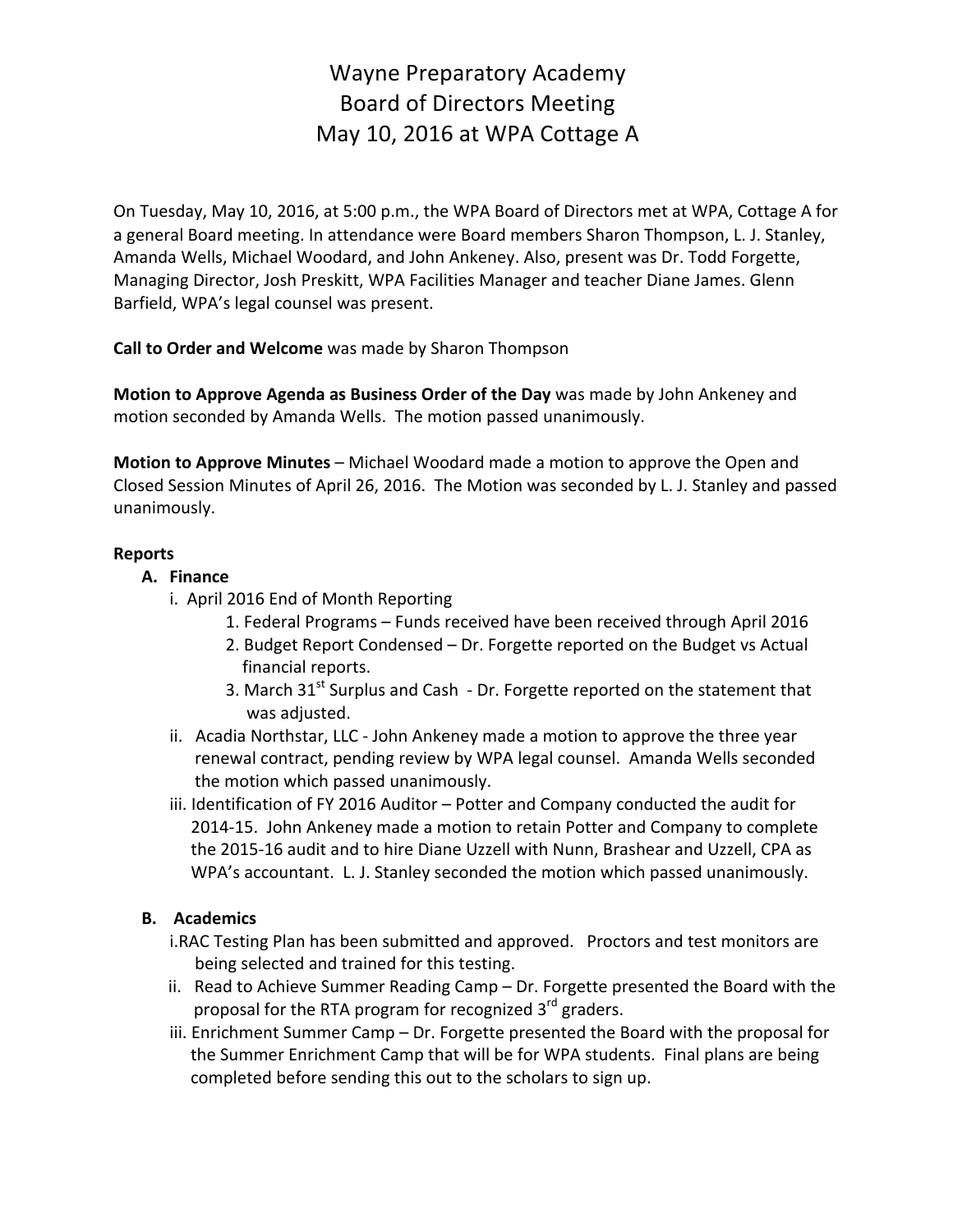# Wayne Preparatory Academy
## Board of Directors Meeting
## May 10, 2016 at WPA Cottage A

On Tuesday, May 10, 2016, at 5:00 p.m., the WPA Board of Directors met at WPA, Cottage A for a general Board meeting. In attendance were Board members Sharon Thompson, L. J. Stanley, Amanda Wells, Michael Woodard, and John Ankeney. Also, present was Dr. Todd Forgette, Managing Director, Josh Preskitt, WPA Facilities Manager and teacher Diane James. Glenn Barfield, WPA's legal counsel was present.

**Call to Order and Welcome** was made by Sharon Thompson

**Motion to Approve Agenda as Business Order of the Day** was made by John Ankeney and motion seconded by Amanda Wells. The motion passed unanimously.

**Motion to Approve Minutes** – Michael Woodard made a motion to approve the Open and Closed Session Minutes of April 26, 2016. The Motion was seconded by L. J. Stanley and passed unanimously.

**Reports**

**A. Finance**

i. April 2016 End of Month Reporting
   1. Federal Programs – Funds received have been received through April 2016
   2. Budget Report Condensed – Dr. Forgette reported on the Budget vs Actual financial reports.
   3. March 31st Surplus and Cash - Dr. Forgette reported on the statement that was adjusted.

ii. Acadia Northstar, LLC - John Ankeney made a motion to approve the three year renewal contract, pending review by WPA legal counsel. Amanda Wells seconded the motion which passed unanimously.

iii. Identification of FY 2016 Auditor – Potter and Company conducted the audit for 2014-15. John Ankeney made a motion to retain Potter and Company to complete the 2015-16 audit and to hire Diane Uzzell with Nunn, Brashear and Uzzell, CPA as WPA's accountant. L. J. Stanley seconded the motion which passed unanimously.

**B. Academics**

i. RAC Testing Plan has been submitted and approved. Proctors and test monitors are being selected and trained for this testing.

ii. Read to Achieve Summer Reading Camp – Dr. Forgette presented the Board with the proposal for the RTA program for recognized 3rd graders.

iii. Enrichment Summer Camp – Dr. Forgette presented the Board with the proposal for the Summer Enrichment Camp that will be for WPA students. Final plans are being completed before sending this out to the scholars to sign up.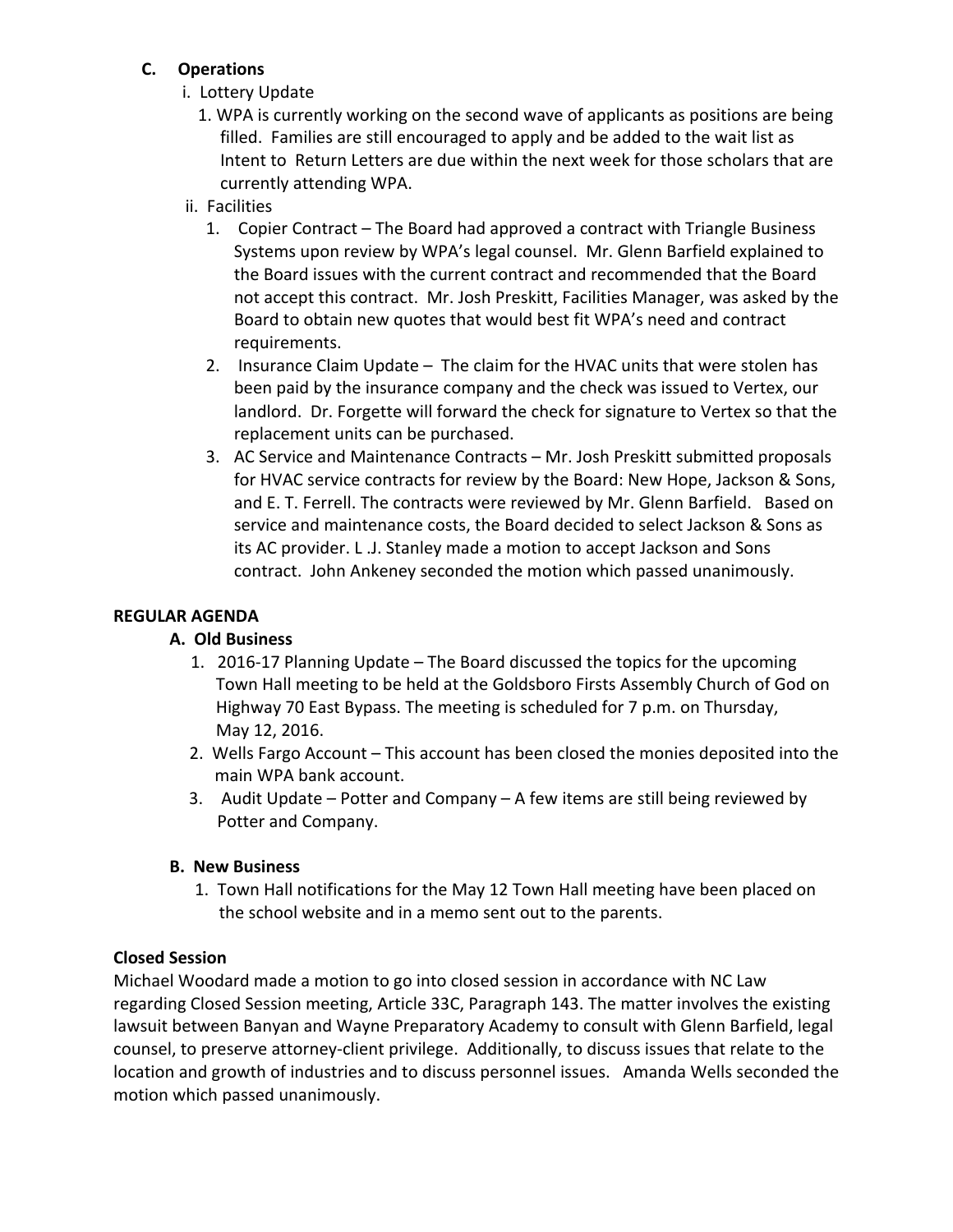**C. Operations**

i. Lottery Update

1. WPA is currently working on the second wave of applicants as positions are being filled. Families are still encouraged to apply and be added to the wait list as Intent to Return Letters are due within the next week for those scholars that are currently attending WPA.

ii. Facilities

1. Copier Contract – The Board had approved a contract with Triangle Business Systems upon review by WPA's legal counsel. Mr. Glenn Barfield explained to the Board issues with the current contract and recommended that the Board not accept this contract. Mr. Josh Preskitt, Facilities Manager, was asked by the Board to obtain new quotes that would best fit WPA's need and contract requirements.
2. Insurance Claim Update – The claim for the HVAC units that were stolen has been paid by the insurance company and the check was issued to Vertex, our landlord. Dr. Forgette will forward the check for signature to Vertex so that the replacement units can be purchased.
3. AC Service and Maintenance Contracts – Mr. Josh Preskitt submitted proposals for HVAC service contracts for review by the Board: New Hope, Jackson & Sons, and E. T. Ferrell. The contracts were reviewed by Mr. Glenn Barfield. Based on service and maintenance costs, the Board decided to select Jackson & Sons as its AC provider. L .J. Stanley made a motion to accept Jackson and Sons contract. John Ankeney seconded the motion which passed unanimously.

**REGULAR AGENDA**

**A. Old Business**

1. 2016-17 Planning Update – The Board discussed the topics for the upcoming Town Hall meeting to be held at the Goldsboro Firsts Assembly Church of God on Highway 70 East Bypass. The meeting is scheduled for 7 p.m. on Thursday, May 12, 2016.
2. Wells Fargo Account – This account has been closed the monies deposited into the main WPA bank account.
3. Audit Update – Potter and Company – A few items are still being reviewed by Potter and Company.

**B. New Business**

1. Town Hall notifications for the May 12 Town Hall meeting have been placed on the school website and in a memo sent out to the parents.

**Closed Session**

Michael Woodard made a motion to go into closed session in accordance with NC Law regarding Closed Session meeting, Article 33C, Paragraph 143. The matter involves the existing lawsuit between Banyan and Wayne Preparatory Academy to consult with Glenn Barfield, legal counsel, to preserve attorney-client privilege. Additionally, to discuss issues that relate to the location and growth of industries and to discuss personnel issues. Amanda Wells seconded the motion which passed unanimously.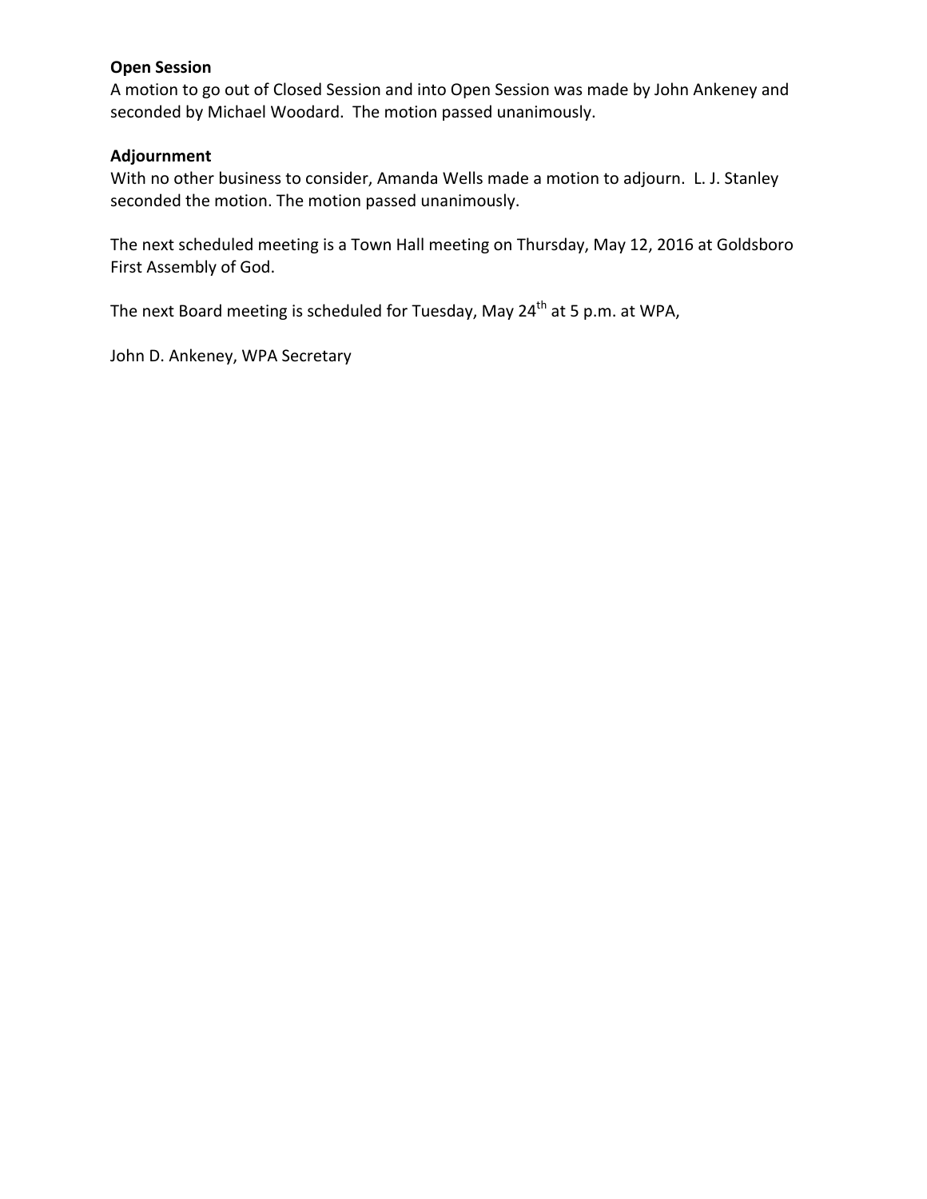**Open Session**
A motion to go out of Closed Session and into Open Session was made by John Ankeney and seconded by Michael Woodard. The motion passed unanimously.

**Adjournment**
With no other business to consider, Amanda Wells made a motion to adjourn. L. J. Stanley seconded the motion. The motion passed unanimously.

The next scheduled meeting is a Town Hall meeting on Thursday, May 12, 2016 at Goldsboro First Assembly of God.

The next Board meeting is scheduled for Tuesday, May 24th at 5 p.m. at WPA,

John D. Ankeney, WPA Secretary